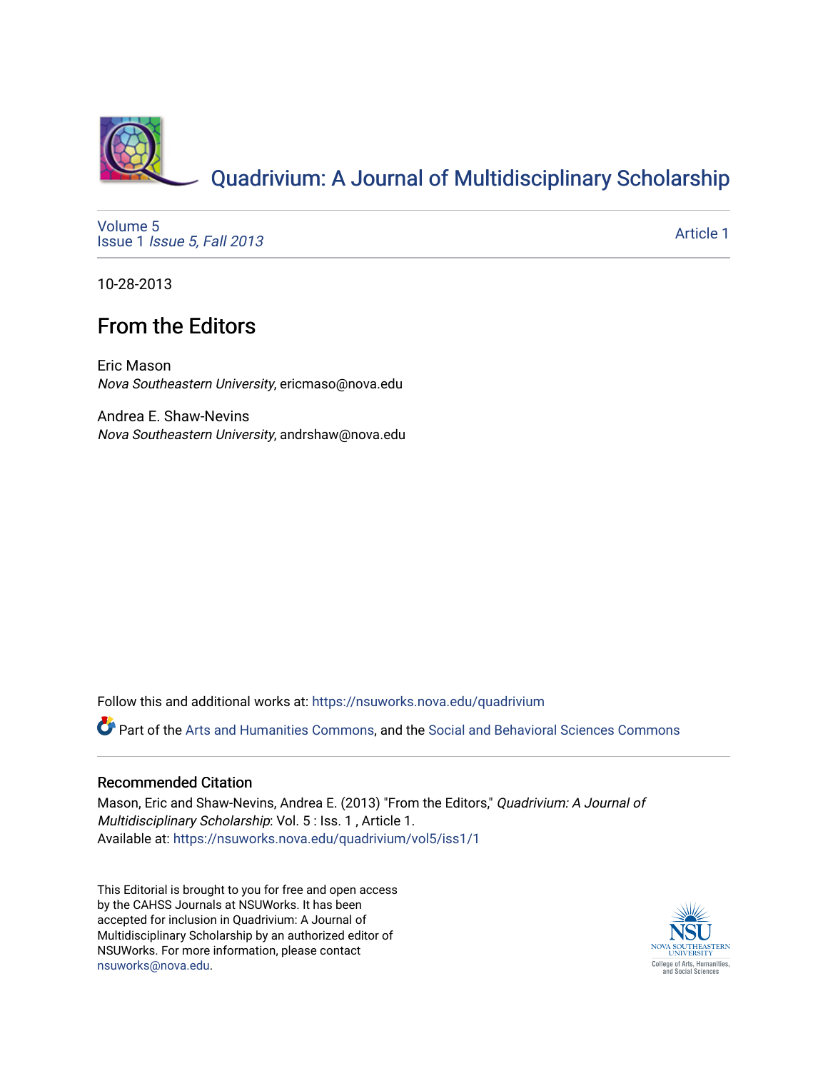Quadrivium: A Journal of Multidisciplinary Scholarship

Volume 5
Issue 1 *Issue 5, Fall 2013*

Article 1

10-28-2013

# From the Editors

Eric Mason
*Nova Southeastern University*, ericmaso@nova.edu

Andrea E. Shaw-Nevins
*Nova Southeastern University*, andrshaw@nova.edu

Follow this and additional works at: https://nsuworks.nova.edu/quadrivium

Part of the Arts and Humanities Commons, and the Social and Behavioral Sciences Commons

## Recommended Citation

Mason, Eric and Shaw-Nevins, Andrea E. (2013) "From the Editors," *Quadrivium: A Journal of Multidisciplinary Scholarship*: Vol. 5 : Iss. 1 , Article 1.
Available at: https://nsuworks.nova.edu/quadrivium/vol5/iss1/1

This Editorial is brought to you for free and open access by the CAHSS Journals at NSUWorks. It has been accepted for inclusion in Quadrivium: A Journal of Multidisciplinary Scholarship by an authorized editor of NSUWorks. For more information, please contact nsuworks@nova.edu.

NSU
NOVA SOUTHEASTERN UNIVERSITY
College of Arts, Humanities, and Social Sciences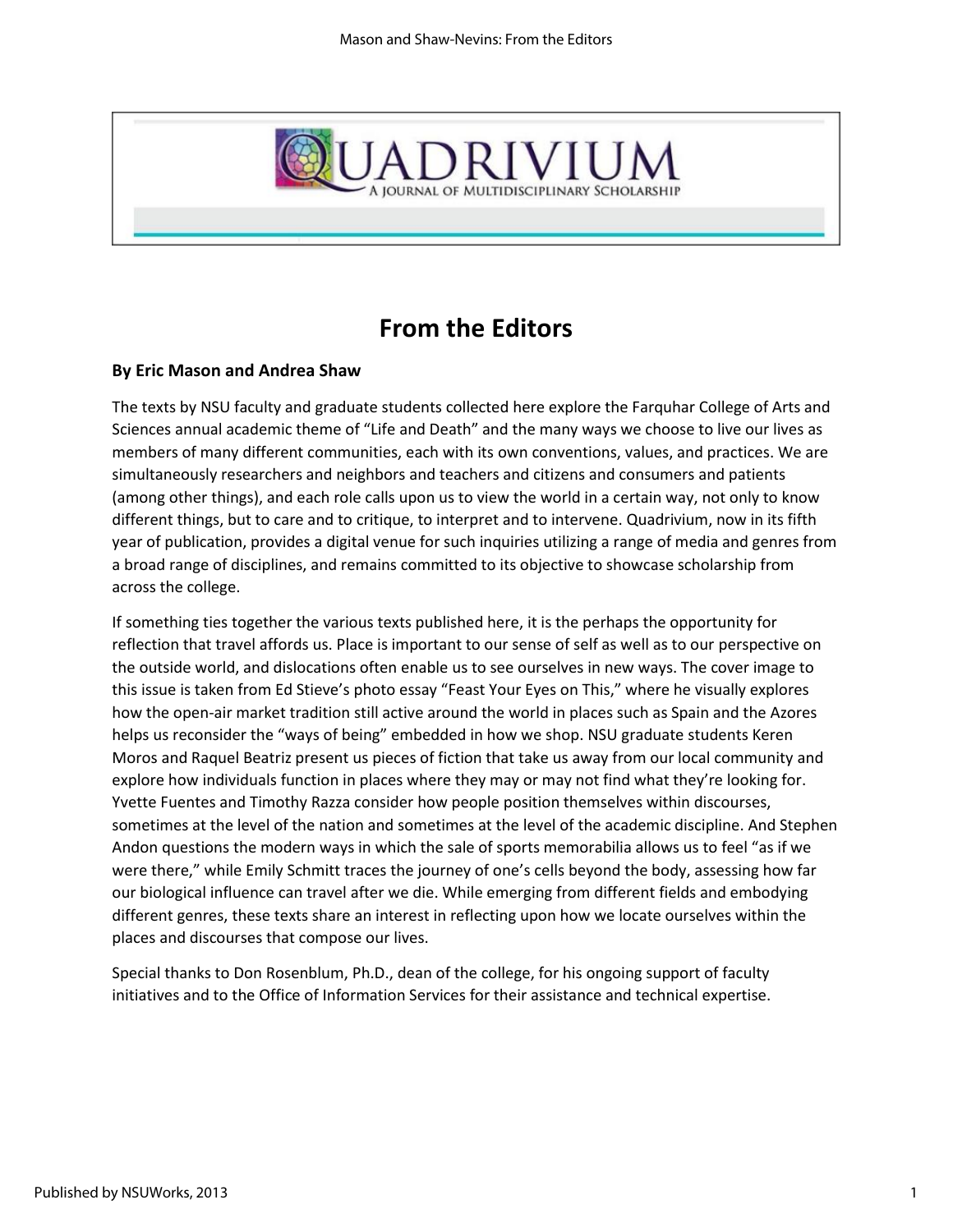# From the Editors

**By Eric Mason and Andrea Shaw**

The texts by NSU faculty and graduate students collected here explore the Farquhar College of Arts and Sciences annual academic theme of "Life and Death" and the many ways we choose to live our lives as members of many different communities, each with its own conventions, values, and practices. We are simultaneously researchers and neighbors and teachers and citizens and consumers and patients (among other things), and each role calls upon us to view the world in a certain way, not only to know different things, but to care and to critique, to interpret and to intervene. Quadrivium, now in its fifth year of publication, provides a digital venue for such inquiries utilizing a range of media and genres from a broad range of disciplines, and remains committed to its objective to showcase scholarship from across the college.

If something ties together the various texts published here, it is the perhaps the opportunity for reflection that travel affords us. Place is important to our sense of self as well as to our perspective on the outside world, and dislocations often enable us to see ourselves in new ways. The cover image to this issue is taken from Ed Stieve's photo essay "Feast Your Eyes on This," where he visually explores how the open-air market tradition still active around the world in places such as Spain and the Azores helps us reconsider the "ways of being" embedded in how we shop. NSU graduate students Keren Moros and Raquel Beatriz present us pieces of fiction that take us away from our local community and explore how individuals function in places where they may or may not find what they're looking for. Yvette Fuentes and Timothy Razza consider how people position themselves within discourses, sometimes at the level of the nation and sometimes at the level of the academic discipline. And Stephen Andon questions the modern ways in which the sale of sports memorabilia allows us to feel "as if we were there," while Emily Schmitt traces the journey of one's cells beyond the body, assessing how far our biological influence can travel after we die. While emerging from different fields and embodying different genres, these texts share an interest in reflecting upon how we locate ourselves within the places and discourses that compose our lives.

Special thanks to Don Rosenblum, Ph.D., dean of the college, for his ongoing support of faculty initiatives and to the Office of Information Services for their assistance and technical expertise.